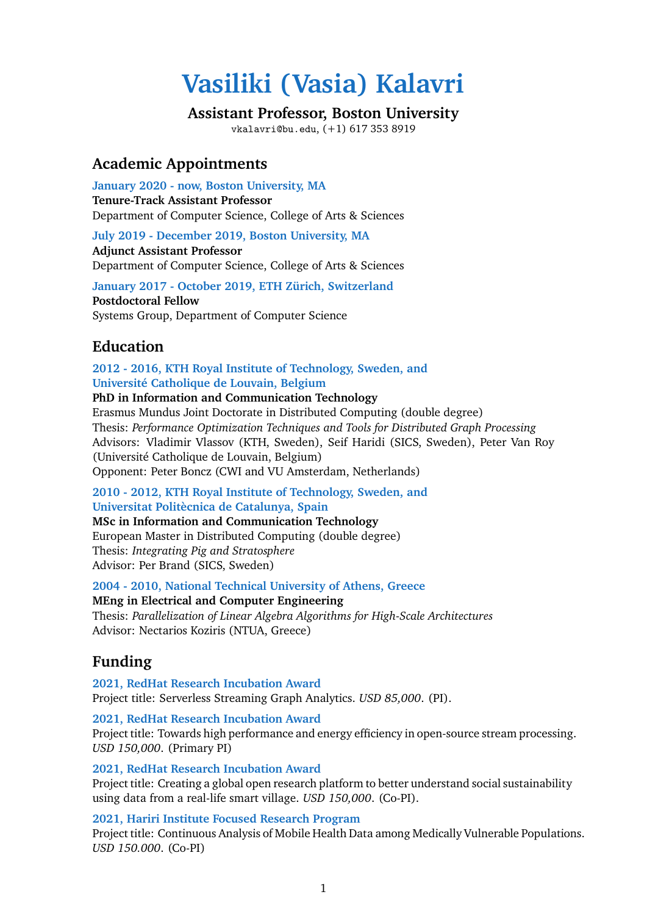# Vasiliki (Vasia) Kalavri

**Assistant Professor, Boston University**

vkalavri@bu.edu, (+1) 617 353 8919

## Academic Appointments

**January 2020 - now, Boston University, MA**
**Tenure-Track Assistant Professor**
Department of Computer Science, College of Arts & Sciences

**July 2019 - December 2019, Boston University, MA**
**Adjunct Assistant Professor**
Department of Computer Science, College of Arts & Sciences

**January 2017 - October 2019, ETH Zürich, Switzerland**
**Postdoctoral Fellow**
Systems Group, Department of Computer Science

## Education

**2012 - 2016, KTH Royal Institute of Technology, Sweden, and Université Catholique de Louvain, Belgium**
**PhD in Information and Communication Technology**
Erasmus Mundus Joint Doctorate in Distributed Computing (double degree)
Thesis: *Performance Optimization Techniques and Tools for Distributed Graph Processing*
Advisors: Vladimir Vlassov (KTH, Sweden), Seif Haridi (SICS, Sweden), Peter Van Roy (Université Catholique de Louvain, Belgium)
Opponent: Peter Boncz (CWI and VU Amsterdam, Netherlands)

**2010 - 2012, KTH Royal Institute of Technology, Sweden, and Universitat Politècnica de Catalunya, Spain**
**MSc in Information and Communication Technology**
European Master in Distributed Computing (double degree)
Thesis: *Integrating Pig and Stratosphere*
Advisor: Per Brand (SICS, Sweden)

**2004 - 2010, National Technical University of Athens, Greece**
**MEng in Electrical and Computer Engineering**
Thesis: *Parallelization of Linear Algebra Algorithms for High-Scale Architectures*
Advisor: Nectarios Koziris (NTUA, Greece)

## Funding

**2021, RedHat Research Incubation Award**
Project title: Serverless Streaming Graph Analytics. *USD 85,000*. (PI).

**2021, RedHat Research Incubation Award**
Project title: Towards high performance and energy efficiency in open-source stream processing. *USD 150,000*. (Primary PI)

**2021, RedHat Research Incubation Award**
Project title: Creating a global open research platform to better understand social sustainability using data from a real-life smart village. *USD 150,000*. (Co-PI).

**2021, Hariri Institute Focused Research Program**
Project title: Continuous Analysis of Mobile Health Data among Medically Vulnerable Populations. *USD 150.000*. (Co-PI)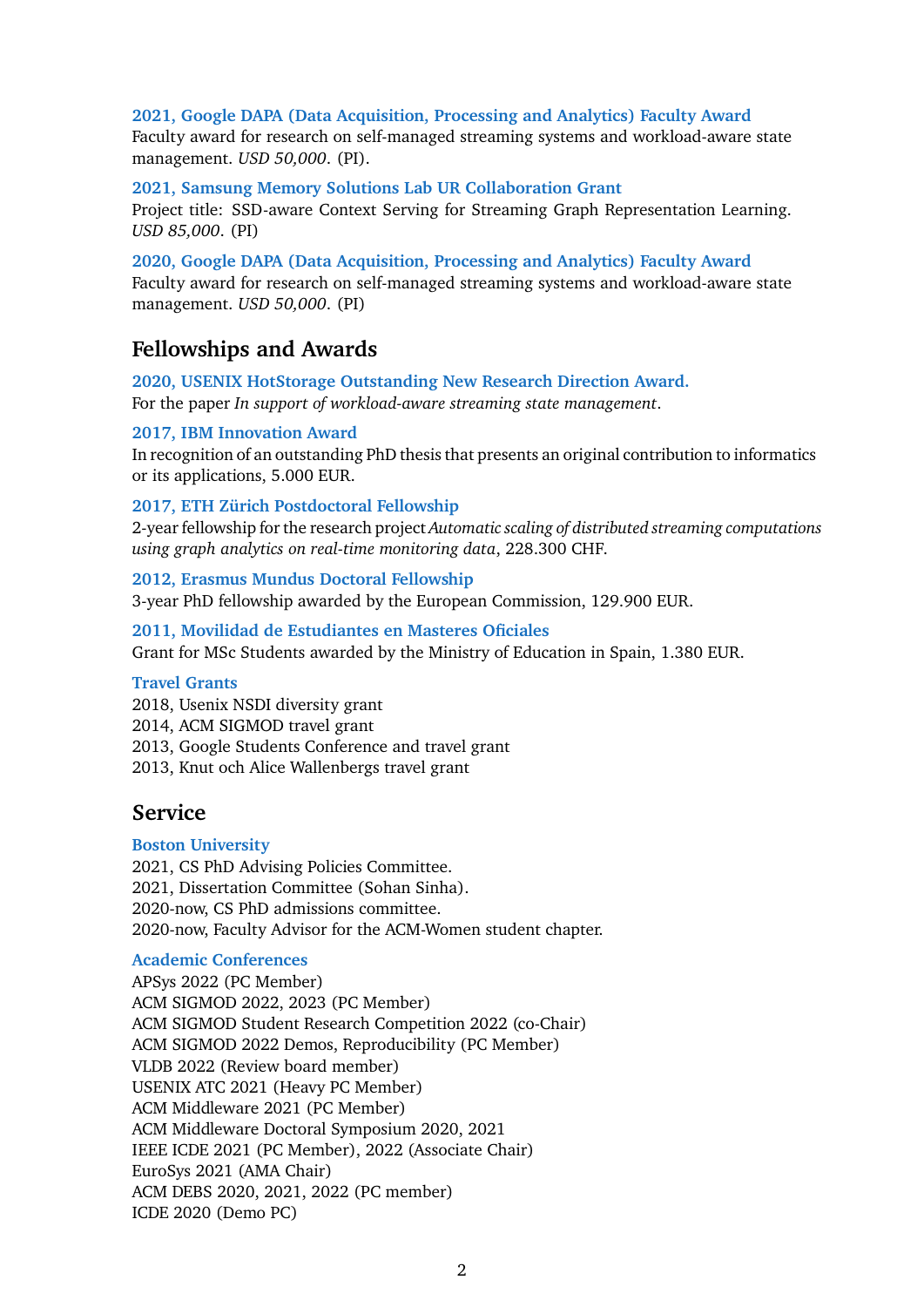### 2021, Google DAPA (Data Acquisition, Processing and Analytics) Faculty Award

Faculty award for research on self-managed streaming systems and workload-aware state management. *USD 50,000*. (PI).

### 2021, Samsung Memory Solutions Lab UR Collaboration Grant

Project title: SSD-aware Context Serving for Streaming Graph Representation Learning. *USD 85,000*. (PI)

### 2020, Google DAPA (Data Acquisition, Processing and Analytics) Faculty Award

Faculty award for research on self-managed streaming systems and workload-aware state management. *USD 50,000*. (PI)

## Fellowships and Awards

### 2020, USENIX HotStorage Outstanding New Research Direction Award.

For the paper *In support of workload-aware streaming state management*.

### 2017, IBM Innovation Award

In recognition of an outstanding PhD thesis that presents an original contribution to informatics or its applications, 5.000 EUR.

### 2017, ETH Zürich Postdoctoral Fellowship

2-year fellowship for the research project *Automatic scaling of distributed streaming computations using graph analytics on real-time monitoring data*, 228.300 CHF.

### 2012, Erasmus Mundus Doctoral Fellowship

3-year PhD fellowship awarded by the European Commission, 129.900 EUR.

### 2011, Movilidad de Estudiantes en Masteres Oficiales

Grant for MSc Students awarded by the Ministry of Education in Spain, 1.380 EUR.

### Travel Grants

2018, Usenix NSDI diversity grant
2014, ACM SIGMOD travel grant
2013, Google Students Conference and travel grant
2013, Knut och Alice Wallenbergs travel grant

## Service

### Boston University

2021, CS PhD Advising Policies Committee.
2021, Dissertation Committee (Sohan Sinha).
2020-now, CS PhD admissions committee.
2020-now, Faculty Advisor for the ACM-Women student chapter.

### Academic Conferences

APSys 2022 (PC Member)
ACM SIGMOD 2022, 2023 (PC Member)
ACM SIGMOD Student Research Competition 2022 (co-Chair)
ACM SIGMOD 2022 Demos, Reproducibility (PC Member)
VLDB 2022 (Review board member)
USENIX ATC 2021 (Heavy PC Member)
ACM Middleware 2021 (PC Member)
ACM Middleware Doctoral Symposium 2020, 2021
IEEE ICDE 2021 (PC Member), 2022 (Associate Chair)
EuroSys 2021 (AMA Chair)
ACM DEBS 2020, 2021, 2022 (PC member)
ICDE 2020 (Demo PC)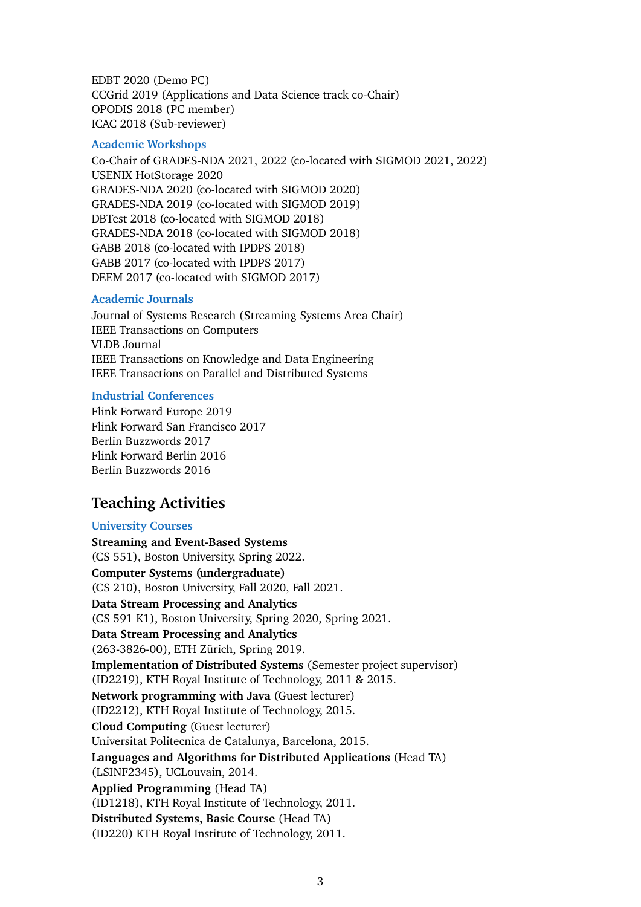EDBT 2020 (Demo PC)
CCGrid 2019 (Applications and Data Science track co-Chair)
OPODIS 2018 (PC member)
ICAC 2018 (Sub-reviewer)

### Academic Workshops

Co-Chair of GRADES-NDA 2021, 2022 (co-located with SIGMOD 2021, 2022)
USENIX HotStorage 2020
GRADES-NDA 2020 (co-located with SIGMOD 2020)
GRADES-NDA 2019 (co-located with SIGMOD 2019)
DBTest 2018 (co-located with SIGMOD 2018)
GRADES-NDA 2018 (co-located with SIGMOD 2018)
GABB 2018 (co-located with IPDPS 2018)
GABB 2017 (co-located with IPDPS 2017)
DEEM 2017 (co-located with SIGMOD 2017)

### Academic Journals

Journal of Systems Research (Streaming Systems Area Chair)
IEEE Transactions on Computers
VLDB Journal
IEEE Transactions on Knowledge and Data Engineering
IEEE Transactions on Parallel and Distributed Systems

### Industrial Conferences

Flink Forward Europe 2019
Flink Forward San Francisco 2017
Berlin Buzzwords 2017
Flink Forward Berlin 2016
Berlin Buzzwords 2016

## Teaching Activities

### University Courses

**Streaming and Event-Based Systems**
(CS 551), Boston University, Spring 2022.
**Computer Systems (undergraduate)**
(CS 210), Boston University, Fall 2020, Fall 2021.
**Data Stream Processing and Analytics**
(CS 591 K1), Boston University, Spring 2020, Spring 2021.
**Data Stream Processing and Analytics**
(263-3826-00), ETH Zürich, Spring 2019.
**Implementation of Distributed Systems** (Semester project supervisor)
(ID2219), KTH Royal Institute of Technology, 2011 & 2015.
**Network programming with Java** (Guest lecturer)
(ID2212), KTH Royal Institute of Technology, 2015.
**Cloud Computing** (Guest lecturer)
Universitat Politecnica de Catalunya, Barcelona, 2015.
**Languages and Algorithms for Distributed Applications** (Head TA)
(LSINF2345), UCLouvain, 2014.
**Applied Programming** (Head TA)
(ID1218), KTH Royal Institute of Technology, 2011.
**Distributed Systems, Basic Course** (Head TA)
(ID220) KTH Royal Institute of Technology, 2011.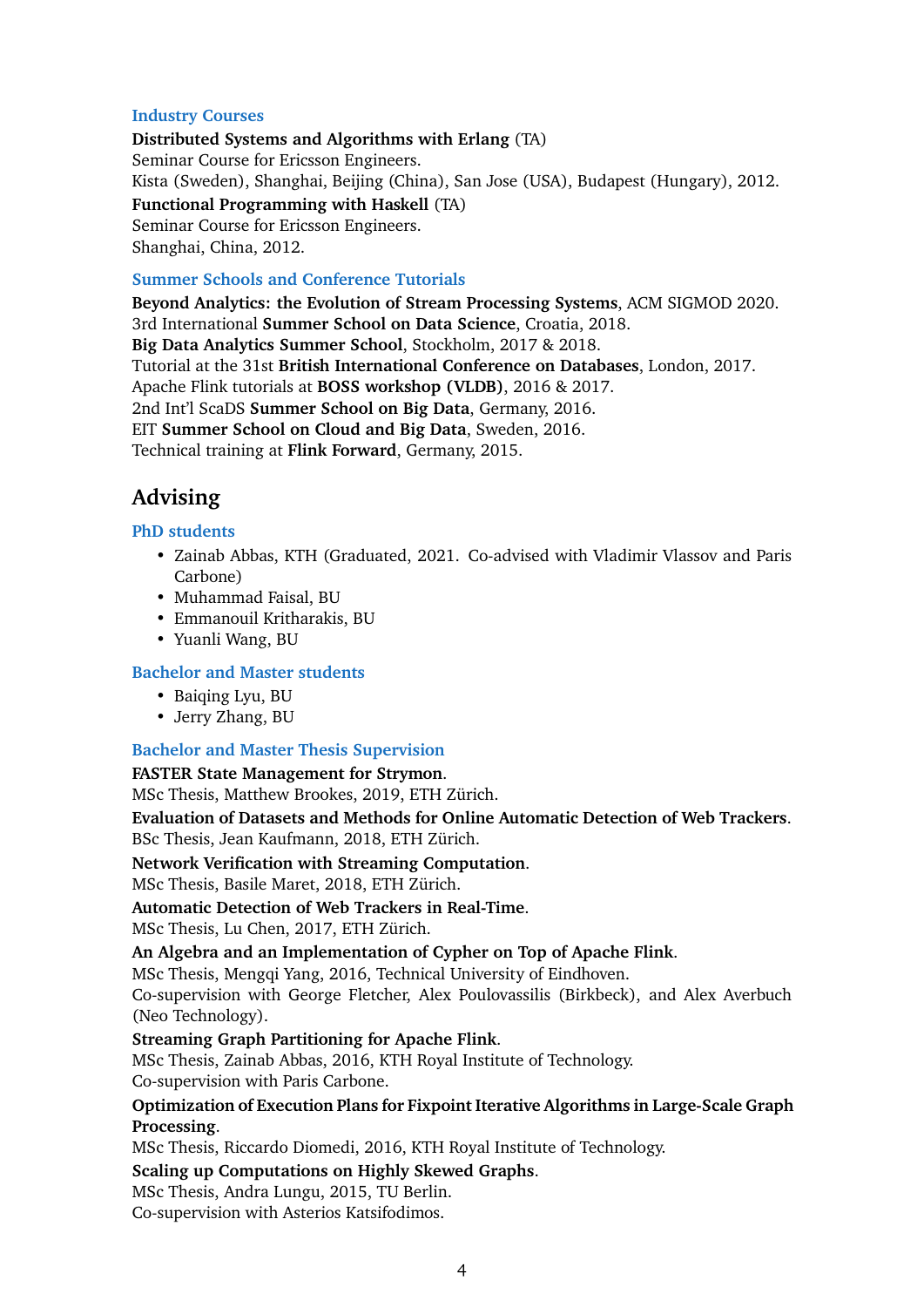### Industry Courses

**Distributed Systems and Algorithms with Erlang** (TA)
Seminar Course for Ericsson Engineers.
Kista (Sweden), Shanghai, Beijing (China), San Jose (USA), Budapest (Hungary), 2012.

**Functional Programming with Haskell** (TA)
Seminar Course for Ericsson Engineers.
Shanghai, China, 2012.

### Summer Schools and Conference Tutorials

**Beyond Analytics: the Evolution of Stream Processing Systems**, ACM SIGMOD 2020.
3rd International **Summer School on Data Science**, Croatia, 2018.
**Big Data Analytics Summer School**, Stockholm, 2017 & 2018.
Tutorial at the 31st **British International Conference on Databases**, London, 2017.
Apache Flink tutorials at **BOSS workshop (VLDB)**, 2016 & 2017.
2nd Int'l ScaDS **Summer School on Big Data**, Germany, 2016.
EIT **Summer School on Cloud and Big Data**, Sweden, 2016.
Technical training at **Flink Forward**, Germany, 2015.

## Advising

### PhD students

- Zainab Abbas, KTH (Graduated, 2021. Co-advised with Vladimir Vlassov and Paris Carbone)
- Muhammad Faisal, BU
- Emmanouil Kritharakis, BU
- Yuanli Wang, BU

### Bachelor and Master students

- Baiqing Lyu, BU
- Jerry Zhang, BU

### Bachelor and Master Thesis Supervision

**FASTER State Management for Strymon**.
MSc Thesis, Matthew Brookes, 2019, ETH Zürich.

**Evaluation of Datasets and Methods for Online Automatic Detection of Web Trackers**.
BSc Thesis, Jean Kaufmann, 2018, ETH Zürich.

**Network Verification with Streaming Computation**.
MSc Thesis, Basile Maret, 2018, ETH Zürich.

**Automatic Detection of Web Trackers in Real-Time**.
MSc Thesis, Lu Chen, 2017, ETH Zürich.

**An Algebra and an Implementation of Cypher on Top of Apache Flink**.
MSc Thesis, Mengqi Yang, 2016, Technical University of Eindhoven.
Co-supervision with George Fletcher, Alex Poulovassilis (Birkbeck), and Alex Averbuch (Neo Technology).

**Streaming Graph Partitioning for Apache Flink**.
MSc Thesis, Zainab Abbas, 2016, KTH Royal Institute of Technology.
Co-supervision with Paris Carbone.

**Optimization of Execution Plans for Fixpoint Iterative Algorithms in Large-Scale Graph Processing**.
MSc Thesis, Riccardo Diomedi, 2016, KTH Royal Institute of Technology.

**Scaling up Computations on Highly Skewed Graphs**.
MSc Thesis, Andra Lungu, 2015, TU Berlin.
Co-supervision with Asterios Katsifodimos.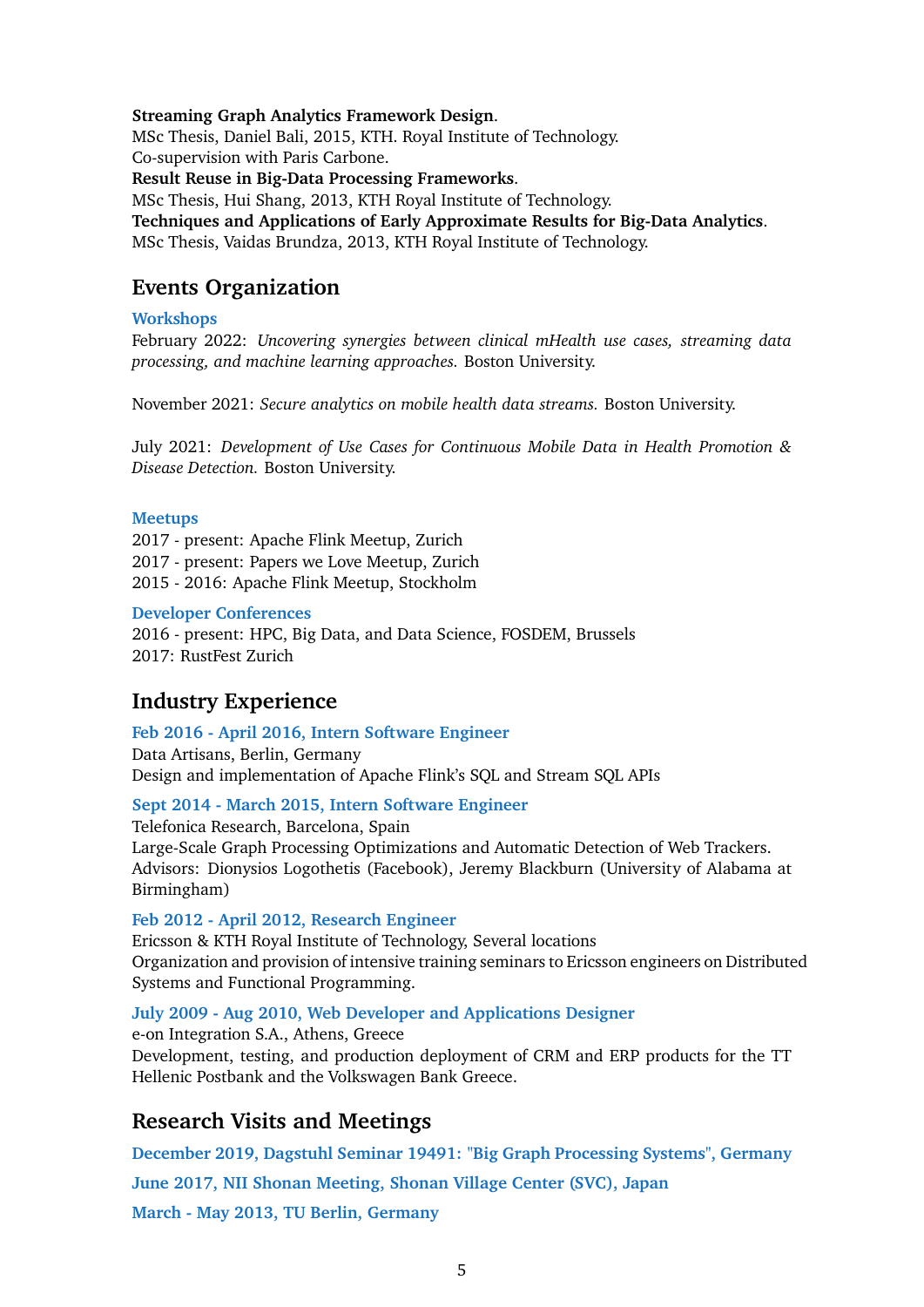**Streaming Graph Analytics Framework Design**.
MSc Thesis, Daniel Bali, 2015, KTH. Royal Institute of Technology.
Co-supervision with Paris Carbone.
**Result Reuse in Big-Data Processing Frameworks**.
MSc Thesis, Hui Shang, 2013, KTH Royal Institute of Technology.
**Techniques and Applications of Early Approximate Results for Big-Data Analytics**.
MSc Thesis, Vaidas Brundza, 2013, KTH Royal Institute of Technology.

## Events Organization

### Workshops

February 2022: *Uncovering synergies between clinical mHealth use cases, streaming data processing, and machine learning approaches.* Boston University.

November 2021: *Secure analytics on mobile health data streams.* Boston University.

July 2021: *Development of Use Cases for Continuous Mobile Data in Health Promotion & Disease Detection.* Boston University.

### Meetups

2017 - present: Apache Flink Meetup, Zurich
2017 - present: Papers we Love Meetup, Zurich
2015 - 2016: Apache Flink Meetup, Stockholm

### Developer Conferences

2016 - present: HPC, Big Data, and Data Science, FOSDEM, Brussels
2017: RustFest Zurich

## Industry Experience

### Feb 2016 - April 2016, Intern Software Engineer

Data Artisans, Berlin, Germany
Design and implementation of Apache Flink's SQL and Stream SQL APIs

### Sept 2014 - March 2015, Intern Software Engineer

Telefonica Research, Barcelona, Spain
Large-Scale Graph Processing Optimizations and Automatic Detection of Web Trackers.
Advisors: Dionysios Logothetis (Facebook), Jeremy Blackburn (University of Alabama at Birmingham)

### Feb 2012 - April 2012, Research Engineer

Ericsson & KTH Royal Institute of Technology, Several locations
Organization and provision of intensive training seminars to Ericsson engineers on Distributed Systems and Functional Programming.

### July 2009 - Aug 2010, Web Developer and Applications Designer

e-on Integration S.A., Athens, Greece
Development, testing, and production deployment of CRM and ERP products for the TT Hellenic Postbank and the Volkswagen Bank Greece.

## Research Visits and Meetings

### December 2019, Dagstuhl Seminar 19491: "Big Graph Processing Systems", Germany

### June 2017, NII Shonan Meeting, Shonan Village Center (SVC), Japan

### March - May 2013, TU Berlin, Germany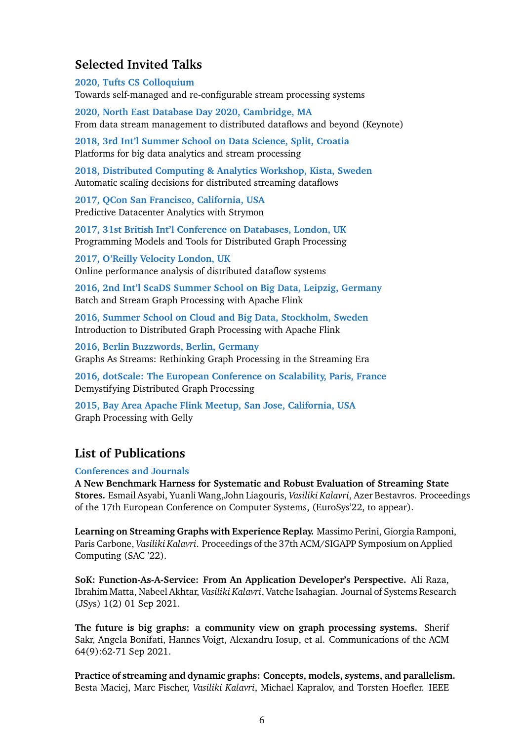## Selected Invited Talks

**2020, Tufts CS Colloquium**
Towards self-managed and re-configurable stream processing systems

**2020, North East Database Day 2020, Cambridge, MA**
From data stream management to distributed dataflows and beyond (Keynote)

**2018, 3rd Int'l Summer School on Data Science, Split, Croatia**
Platforms for big data analytics and stream processing

**2018, Distributed Computing & Analytics Workshop, Kista, Sweden**
Automatic scaling decisions for distributed streaming dataflows

**2017, QCon San Francisco, California, USA**
Predictive Datacenter Analytics with Strymon

**2017, 31st British Int'l Conference on Databases, London, UK**
Programming Models and Tools for Distributed Graph Processing

**2017, O'Reilly Velocity London, UK**
Online performance analysis of distributed dataflow systems

**2016, 2nd Int'l ScaDS Summer School on Big Data, Leipzig, Germany**
Batch and Stream Graph Processing with Apache Flink

**2016, Summer School on Cloud and Big Data, Stockholm, Sweden**
Introduction to Distributed Graph Processing with Apache Flink

**2016, Berlin Buzzwords, Berlin, Germany**
Graphs As Streams: Rethinking Graph Processing in the Streaming Era

**2016, dotScale: The European Conference on Scalability, Paris, France**
Demystifying Distributed Graph Processing

**2015, Bay Area Apache Flink Meetup, San Jose, California, USA**
Graph Processing with Gelly

## List of Publications

### Conferences and Journals

**A New Benchmark Harness for Systematic and Robust Evaluation of Streaming State Stores.** Esmail Asyabi, Yuanli Wang,John Liagouris, *Vasiliki Kalavri*, Azer Bestavros. Proceedings of the 17th European Conference on Computer Systems, (EuroSys'22, to appear).

**Learning on Streaming Graphs with Experience Replay.** Massimo Perini, Giorgia Ramponi, Paris Carbone, *Vasiliki Kalavri*. Proceedings of the 37th ACM/SIGAPP Symposium on Applied Computing (SAC '22).

**SoK: Function-As-A-Service: From An Application Developer's Perspective.** Ali Raza, Ibrahim Matta, Nabeel Akhtar, *Vasiliki Kalavri*, Vatche Isahagian. Journal of Systems Research (JSys) 1(2) 01 Sep 2021.

**The future is big graphs: a community view on graph processing systems.** Sherif Sakr, Angela Bonifati, Hannes Voigt, Alexandru Iosup, et al. Communications of the ACM 64(9):62-71 Sep 2021.

**Practice of streaming and dynamic graphs: Concepts, models, systems, and parallelism.** Besta Maciej, Marc Fischer, *Vasiliki Kalavri*, Michael Kapralov, and Torsten Hoefler. IEEE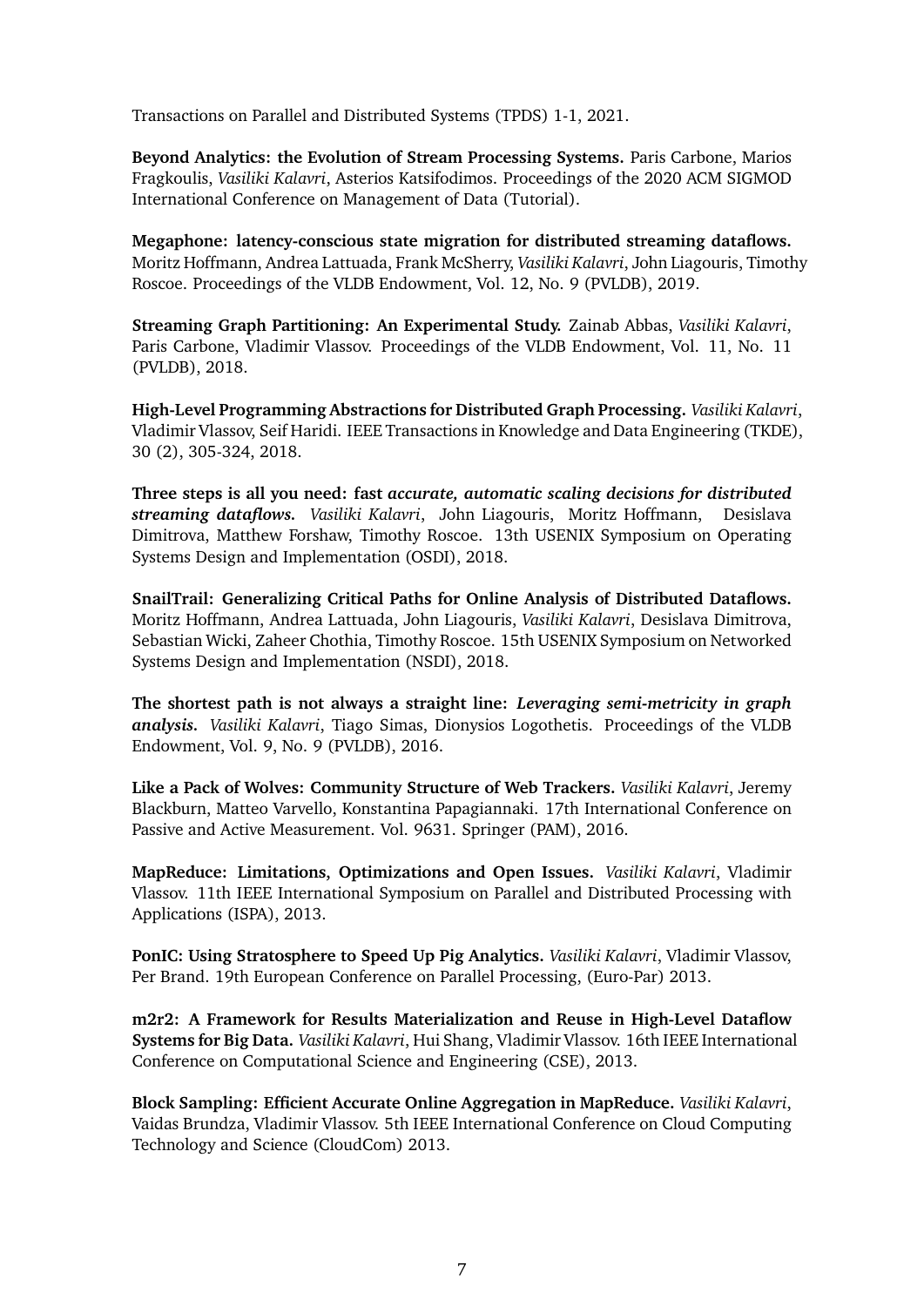Transactions on Parallel and Distributed Systems (TPDS) 1-1, 2021.

**Beyond Analytics: the Evolution of Stream Processing Systems.** Paris Carbone, Marios Fragkoulis, *Vasiliki Kalavri*, Asterios Katsifodimos. Proceedings of the 2020 ACM SIGMOD International Conference on Management of Data (Tutorial).

**Megaphone: latency-conscious state migration for distributed streaming dataflows.** Moritz Hoffmann, Andrea Lattuada, Frank McSherry, *Vasiliki Kalavri*, John Liagouris, Timothy Roscoe. Proceedings of the VLDB Endowment, Vol. 12, No. 9 (PVLDB), 2019.

**Streaming Graph Partitioning: An Experimental Study.** Zainab Abbas, *Vasiliki Kalavri*, Paris Carbone, Vladimir Vlassov. Proceedings of the VLDB Endowment, Vol. 11, No. 11 (PVLDB), 2018.

**High-Level Programming Abstractions for Distributed Graph Processing.** *Vasiliki Kalavri*, Vladimir Vlassov, Seif Haridi. IEEE Transactions in Knowledge and Data Engineering (TKDE), 30 (2), 305-324, 2018.

**Three steps is all you need: fast *accurate, automatic scaling decisions for distributed streaming dataflows.*** *Vasiliki Kalavri*, John Liagouris, Moritz Hoffmann, Desislava Dimitrova, Matthew Forshaw, Timothy Roscoe. 13th USENIX Symposium on Operating Systems Design and Implementation (OSDI), 2018.

**SnailTrail: Generalizing Critical Paths for Online Analysis of Distributed Dataflows.** Moritz Hoffmann, Andrea Lattuada, John Liagouris, *Vasiliki Kalavri*, Desislava Dimitrova, Sebastian Wicki, Zaheer Chothia, Timothy Roscoe. 15th USENIX Symposium on Networked Systems Design and Implementation (NSDI), 2018.

**The shortest path is not always a straight line: *Leveraging semi-metricity in graph analysis.*** *Vasiliki Kalavri*, Tiago Simas, Dionysios Logothetis. Proceedings of the VLDB Endowment, Vol. 9, No. 9 (PVLDB), 2016.

**Like a Pack of Wolves: Community Structure of Web Trackers.** *Vasiliki Kalavri*, Jeremy Blackburn, Matteo Varvello, Konstantina Papagiannaki. 17th International Conference on Passive and Active Measurement. Vol. 9631. Springer (PAM), 2016.

**MapReduce: Limitations, Optimizations and Open Issues.** *Vasiliki Kalavri*, Vladimir Vlassov. 11th IEEE International Symposium on Parallel and Distributed Processing with Applications (ISPA), 2013.

**PonIC: Using Stratosphere to Speed Up Pig Analytics.** *Vasiliki Kalavri*, Vladimir Vlassov, Per Brand. 19th European Conference on Parallel Processing, (Euro-Par) 2013.

**m2r2: A Framework for Results Materialization and Reuse in High-Level Dataflow Systems for Big Data.** *Vasiliki Kalavri*, Hui Shang, Vladimir Vlassov. 16th IEEE International Conference on Computational Science and Engineering (CSE), 2013.

**Block Sampling: Efficient Accurate Online Aggregation in MapReduce.** *Vasiliki Kalavri*, Vaidas Brundza, Vladimir Vlassov. 5th IEEE International Conference on Cloud Computing Technology and Science (CloudCom) 2013.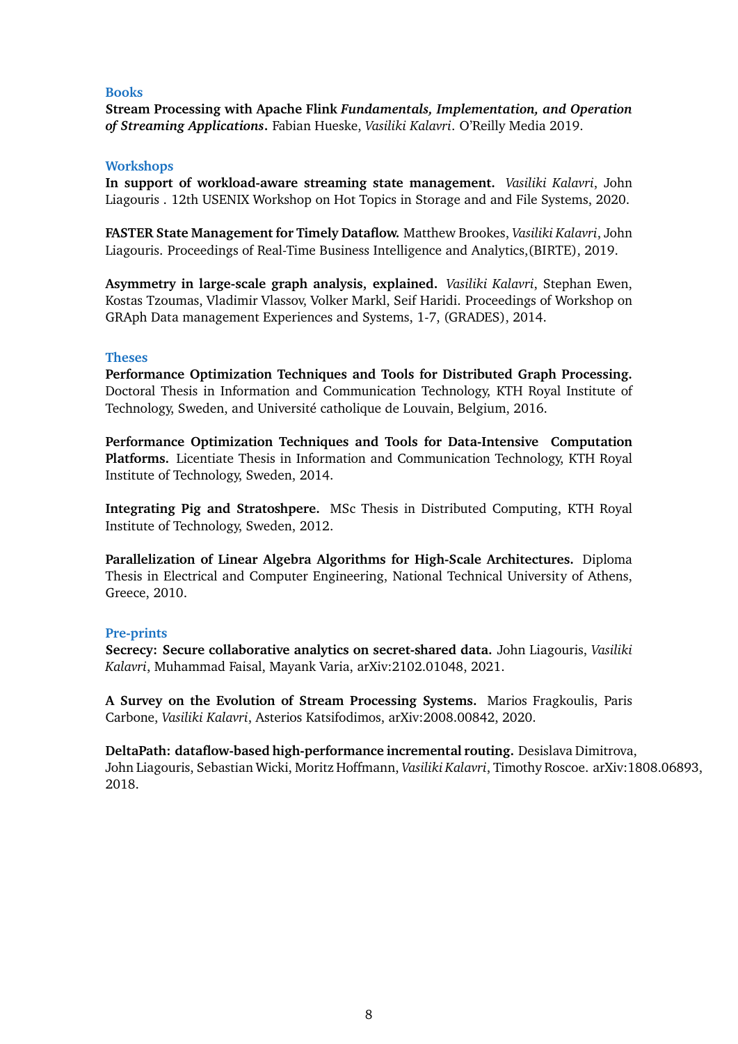### Books

**Stream Processing with Apache Flink** ***Fundamentals, Implementation, and Operation of Streaming Applications*****.** Fabian Hueske, *Vasiliki Kalavri*. O'Reilly Media 2019.

### Workshops

**In support of workload-aware streaming state management.** *Vasiliki Kalavri*, John Liagouris . 12th USENIX Workshop on Hot Topics in Storage and and File Systems, 2020.

**FASTER State Management for Timely Dataflow.** Matthew Brookes, *Vasiliki Kalavri*, John Liagouris. Proceedings of Real-Time Business Intelligence and Analytics,(BIRTE), 2019.

**Asymmetry in large-scale graph analysis, explained.** *Vasiliki Kalavri*, Stephan Ewen, Kostas Tzoumas, Vladimir Vlassov, Volker Markl, Seif Haridi. Proceedings of Workshop on GRAph Data management Experiences and Systems, 1-7, (GRADES), 2014.

### Theses

**Performance Optimization Techniques and Tools for Distributed Graph Processing.** Doctoral Thesis in Information and Communication Technology, KTH Royal Institute of Technology, Sweden, and Université catholique de Louvain, Belgium, 2016.

**Performance Optimization Techniques and Tools for Data-Intensive Computation Platforms.** Licentiate Thesis in Information and Communication Technology, KTH Royal Institute of Technology, Sweden, 2014.

**Integrating Pig and Stratoshpere.** MSc Thesis in Distributed Computing, KTH Royal Institute of Technology, Sweden, 2012.

**Parallelization of Linear Algebra Algorithms for High-Scale Architectures.** Diploma Thesis in Electrical and Computer Engineering, National Technical University of Athens, Greece, 2010.

### Pre-prints

**Secrecy: Secure collaborative analytics on secret-shared data.** John Liagouris, *Vasiliki Kalavri*, Muhammad Faisal, Mayank Varia, arXiv:2102.01048, 2021.

**A Survey on the Evolution of Stream Processing Systems.** Marios Fragkoulis, Paris Carbone, *Vasiliki Kalavri*, Asterios Katsifodimos, arXiv:2008.00842, 2020.

**DeltaPath: dataflow-based high-performance incremental routing.** Desislava Dimitrova, John Liagouris, Sebastian Wicki, Moritz Hoffmann, *Vasiliki Kalavri*, Timothy Roscoe. arXiv:1808.06893, 2018.